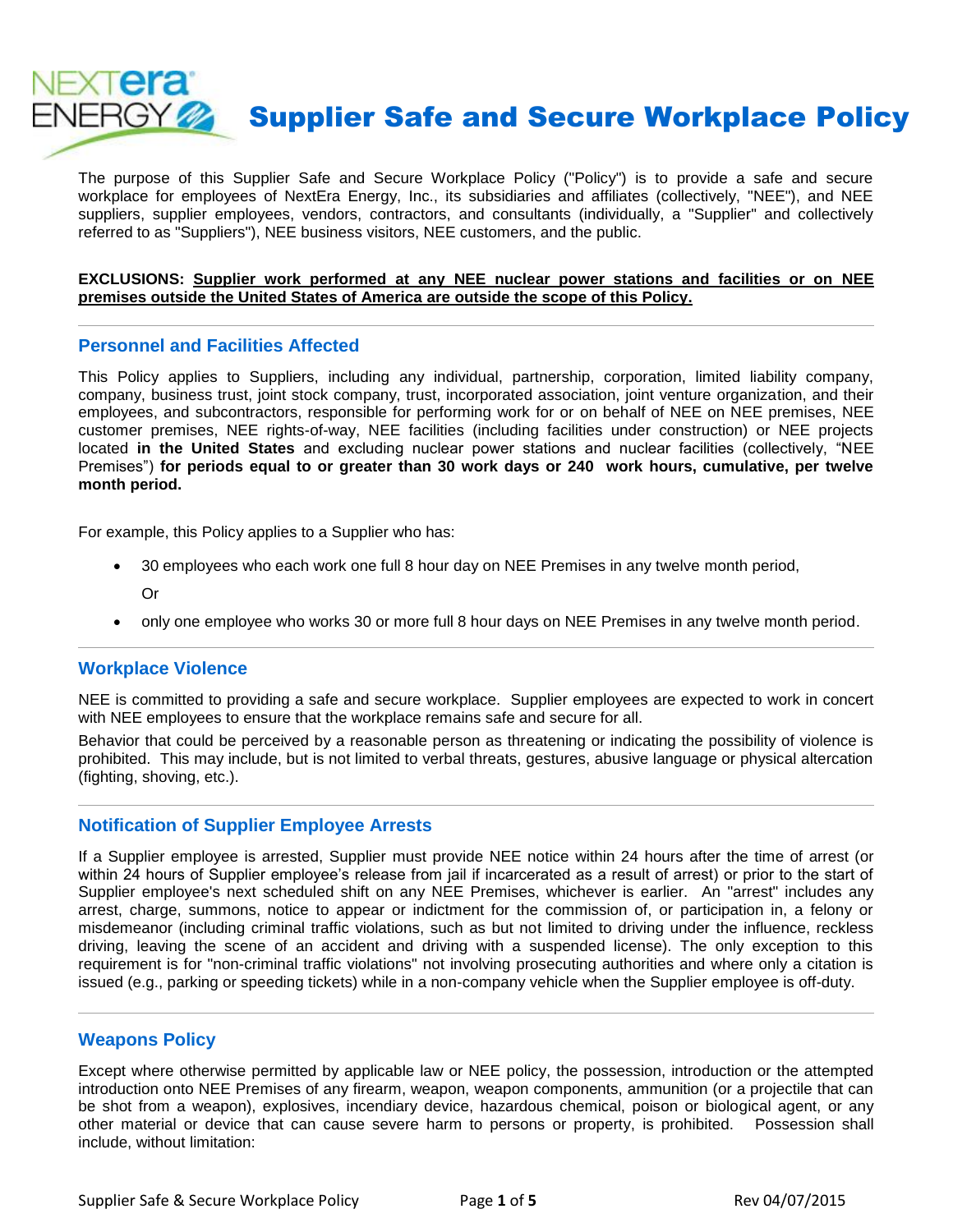# Supplier Safe and Secure Workplace Policy

The purpose of this Supplier Safe and Secure Workplace Policy ("Policy") is to provide a safe and secure workplace for employees of NextEra Energy, Inc., its subsidiaries and affiliates (collectively, "NEE"), and NEE suppliers, supplier employees, vendors, contractors, and consultants (individually, a "Supplier" and collectively referred to as "Suppliers"), NEE business visitors, NEE customers, and the public.

**EXCLUSIONS: Supplier work performed at any NEE nuclear power stations and facilities or on NEE premises outside the United States of America are outside the scope of this Policy.**

## Personnel and Facilities Affected

This Policy applies to Suppliers, including any individual, partnership, corporation, limited liability company, company, business trust, joint stock company, trust, incorporated association, joint venture organization, and their employees, and subcontractors, responsible for performing work for or on behalf of NEE on NEE premises, NEE customer premises, NEE rights-of-way, NEE facilities (including facilities under construction) or NEE projects located **in the United States** and excluding nuclear power stations and nuclear facilities (collectively, "NEE Premises") **for periods equal to or greater than 30 work days or 240 work hours, cumulative, per twelve month period.**

For example, this Policy applies to a Supplier who has:

- 30 employees who each work one full 8 hour day on NEE Premises in any twelve month period,

  Or

- only one employee who works 30 or more full 8 hour days on NEE Premises in any twelve month period.

## Workplace Violence

NEE is committed to providing a safe and secure workplace. Supplier employees are expected to work in concert with NEE employees to ensure that the workplace remains safe and secure for all.

Behavior that could be perceived by a reasonable person as threatening or indicating the possibility of violence is prohibited. This may include, but is not limited to verbal threats, gestures, abusive language or physical altercation (fighting, shoving, etc.).

## Notification of Supplier Employee Arrests

If a Supplier employee is arrested, Supplier must provide NEE notice within 24 hours after the time of arrest (or within 24 hours of Supplier employee's release from jail if incarcerated as a result of arrest) or prior to the start of Supplier employee's next scheduled shift on any NEE Premises, whichever is earlier. An "arrest" includes any arrest, charge, summons, notice to appear or indictment for the commission of, or participation in, a felony or misdemeanor (including criminal traffic violations, such as but not limited to driving under the influence, reckless driving, leaving the scene of an accident and driving with a suspended license). The only exception to this requirement is for "non-criminal traffic violations" not involving prosecuting authorities and where only a citation is issued (e.g., parking or speeding tickets) while in a non-company vehicle when the Supplier employee is off-duty.

## Weapons Policy

Except where otherwise permitted by applicable law or NEE policy, the possession, introduction or the attempted introduction onto NEE Premises of any firearm, weapon, weapon components, ammunition (or a projectile that can be shot from a weapon), explosives, incendiary device, hazardous chemical, poison or biological agent, or any other material or device that can cause severe harm to persons or property, is prohibited. Possession shall include, without limitation: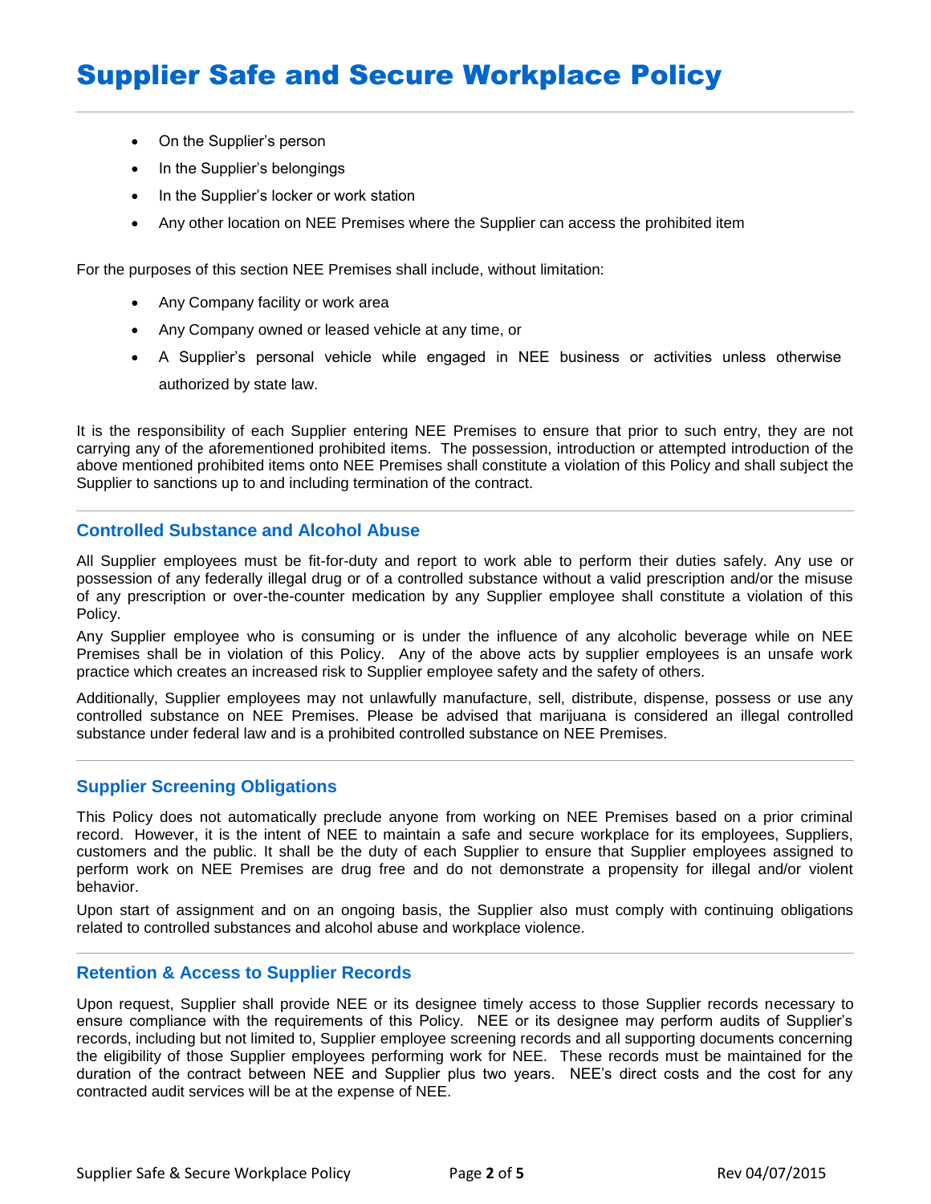- On the Supplier's person
- In the Supplier's belongings
- In the Supplier's locker or work station
- Any other location on NEE Premises where the Supplier can access the prohibited item

For the purposes of this section NEE Premises shall include, without limitation:

- Any Company facility or work area
- Any Company owned or leased vehicle at any time, or
- A Supplier's personal vehicle while engaged in NEE business or activities unless otherwise authorized by state law.

It is the responsibility of each Supplier entering NEE Premises to ensure that prior to such entry, they are not carrying any of the aforementioned prohibited items. The possession, introduction or attempted introduction of the above mentioned prohibited items onto NEE Premises shall constitute a violation of this Policy and shall subject the Supplier to sanctions up to and including termination of the contract.

## Controlled Substance and Alcohol Abuse

All Supplier employees must be fit-for-duty and report to work able to perform their duties safely. Any use or possession of any federally illegal drug or of a controlled substance without a valid prescription and/or the misuse of any prescription or over-the-counter medication by any Supplier employee shall constitute a violation of this Policy.

Any Supplier employee who is consuming or is under the influence of any alcoholic beverage while on NEE Premises shall be in violation of this Policy. Any of the above acts by supplier employees is an unsafe work practice which creates an increased risk to Supplier employee safety and the safety of others.

Additionally, Supplier employees may not unlawfully manufacture, sell, distribute, dispense, possess or use any controlled substance on NEE Premises. Please be advised that marijuana is considered an illegal controlled substance under federal law and is a prohibited controlled substance on NEE Premises.

## Supplier Screening Obligations

This Policy does not automatically preclude anyone from working on NEE Premises based on a prior criminal record. However, it is the intent of NEE to maintain a safe and secure workplace for its employees, Suppliers, customers and the public. It shall be the duty of each Supplier to ensure that Supplier employees assigned to perform work on NEE Premises are drug free and do not demonstrate a propensity for illegal and/or violent behavior.

Upon start of assignment and on an ongoing basis, the Supplier also must comply with continuing obligations related to controlled substances and alcohol abuse and workplace violence.

## Retention & Access to Supplier Records

Upon request, Supplier shall provide NEE or its designee timely access to those Supplier records necessary to ensure compliance with the requirements of this Policy. NEE or its designee may perform audits of Supplier's records, including but not limited to, Supplier employee screening records and all supporting documents concerning the eligibility of those Supplier employees performing work for NEE. These records must be maintained for the duration of the contract between NEE and Supplier plus two years. NEE's direct costs and the cost for any contracted audit services will be at the expense of NEE.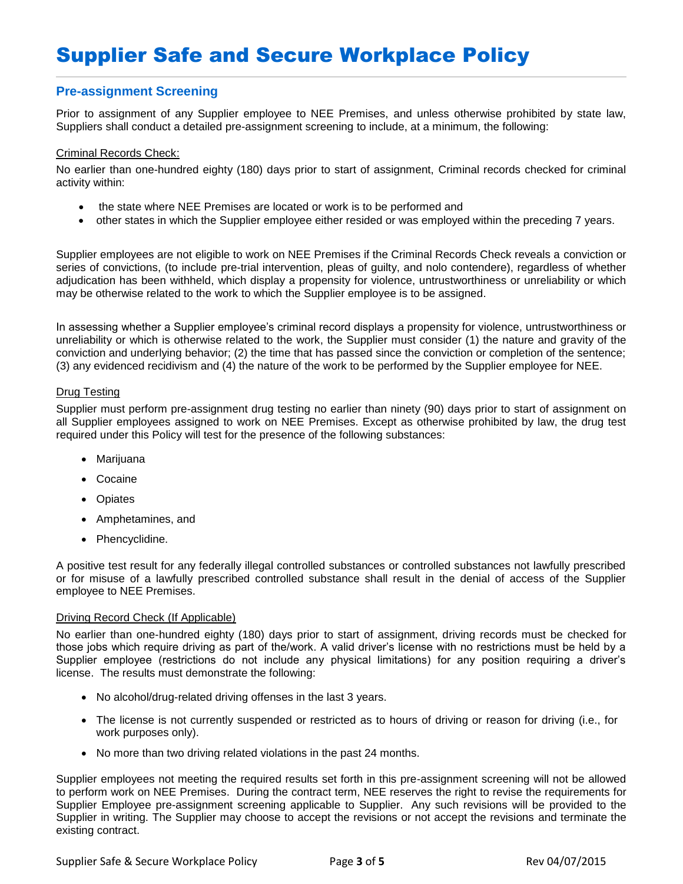# Supplier Safe and Secure Workplace Policy

## Pre-assignment Screening

Prior to assignment of any Supplier employee to NEE Premises, and unless otherwise prohibited by state law, Suppliers shall conduct a detailed pre-assignment screening to include, at a minimum, the following:

<u>Criminal Records Check:</u>

No earlier than one-hundred eighty (180) days prior to start of assignment, Criminal records checked for criminal activity within:

- the state where NEE Premises are located or work is to be performed and
- other states in which the Supplier employee either resided or was employed within the preceding 7 years.

Supplier employees are not eligible to work on NEE Premises if the Criminal Records Check reveals a conviction or series of convictions, (to include pre-trial intervention, pleas of guilty, and nolo contendere), regardless of whether adjudication has been withheld, which display a propensity for violence, untrustworthiness or unreliability or which may be otherwise related to the work to which the Supplier employee is to be assigned.

In assessing whether a Supplier employee's criminal record displays a propensity for violence, untrustworthiness or unreliability or which is otherwise related to the work, the Supplier must consider (1) the nature and gravity of the conviction and underlying behavior; (2) the time that has passed since the conviction or completion of the sentence; (3) any evidenced recidivism and (4) the nature of the work to be performed by the Supplier employee for NEE.

<u>Drug Testing</u>

Supplier must perform pre-assignment drug testing no earlier than ninety (90) days prior to start of assignment on all Supplier employees assigned to work on NEE Premises. Except as otherwise prohibited by law, the drug test required under this Policy will test for the presence of the following substances:

- Marijuana
- Cocaine
- Opiates
- Amphetamines, and
- Phencyclidine.

A positive test result for any federally illegal controlled substances or controlled substances not lawfully prescribed or for misuse of a lawfully prescribed controlled substance shall result in the denial of access of the Supplier employee to NEE Premises.

<u>Driving Record Check (If Applicable)</u>

No earlier than one-hundred eighty (180) days prior to start of assignment, driving records must be checked for those jobs which require driving as part of the/work. A valid driver's license with no restrictions must be held by a Supplier employee (restrictions do not include any physical limitations) for any position requiring a driver's license. The results must demonstrate the following:

- No alcohol/drug-related driving offenses in the last 3 years.
- The license is not currently suspended or restricted as to hours of driving or reason for driving (i.e., for work purposes only).
- No more than two driving related violations in the past 24 months.

Supplier employees not meeting the required results set forth in this pre-assignment screening will not be allowed to perform work on NEE Premises. During the contract term, NEE reserves the right to revise the requirements for Supplier Employee pre-assignment screening applicable to Supplier. Any such revisions will be provided to the Supplier in writing. The Supplier may choose to accept the revisions or not accept the revisions and terminate the existing contract.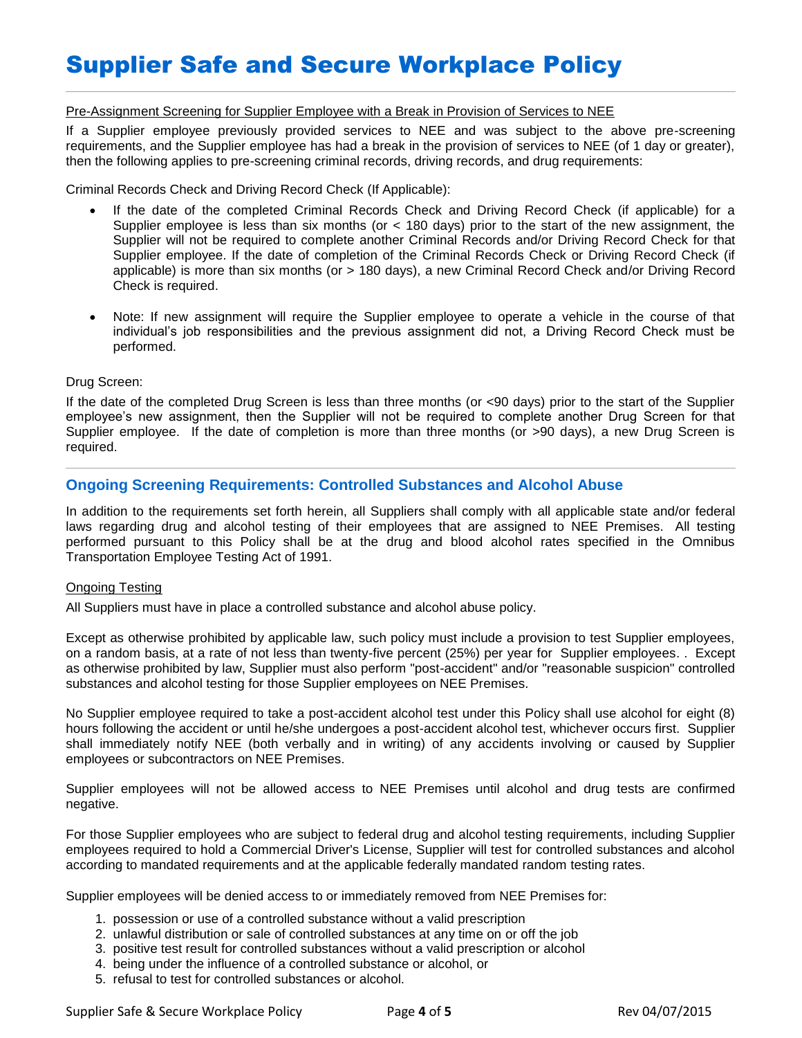Pre-Assignment Screening for Supplier Employee with a Break in Provision of Services to NEE

If a Supplier employee previously provided services to NEE and was subject to the above pre-screening requirements, and the Supplier employee has had a break in the provision of services to NEE (of 1 day or greater), then the following applies to pre-screening criminal records, driving records, and drug requirements:

Criminal Records Check and Driving Record Check (If Applicable):

- If the date of the completed Criminal Records Check and Driving Record Check (if applicable) for a Supplier employee is less than six months (or < 180 days) prior to the start of the new assignment, the Supplier will not be required to complete another Criminal Records and/or Driving Record Check for that Supplier employee. If the date of completion of the Criminal Records Check or Driving Record Check (if applicable) is more than six months (or > 180 days), a new Criminal Record Check and/or Driving Record Check is required.

- Note: If new assignment will require the Supplier employee to operate a vehicle in the course of that individual's job responsibilities and the previous assignment did not, a Driving Record Check must be performed.

Drug Screen:

If the date of the completed Drug Screen is less than three months (or <90 days) prior to the start of the Supplier employee's new assignment, then the Supplier will not be required to complete another Drug Screen for that Supplier employee. If the date of completion is more than three months (or >90 days), a new Drug Screen is required.

## Ongoing Screening Requirements: Controlled Substances and Alcohol Abuse

In addition to the requirements set forth herein, all Suppliers shall comply with all applicable state and/or federal laws regarding drug and alcohol testing of their employees that are assigned to NEE Premises. All testing performed pursuant to this Policy shall be at the drug and blood alcohol rates specified in the Omnibus Transportation Employee Testing Act of 1991.

Ongoing Testing

All Suppliers must have in place a controlled substance and alcohol abuse policy.

Except as otherwise prohibited by applicable law, such policy must include a provision to test Supplier employees, on a random basis, at a rate of not less than twenty-five percent (25%) per year for Supplier employees. . Except as otherwise prohibited by law, Supplier must also perform "post-accident" and/or "reasonable suspicion" controlled substances and alcohol testing for those Supplier employees on NEE Premises.

No Supplier employee required to take a post-accident alcohol test under this Policy shall use alcohol for eight (8) hours following the accident or until he/she undergoes a post-accident alcohol test, whichever occurs first. Supplier shall immediately notify NEE (both verbally and in writing) of any accidents involving or caused by Supplier employees or subcontractors on NEE Premises.

Supplier employees will not be allowed access to NEE Premises until alcohol and drug tests are confirmed negative.

For those Supplier employees who are subject to federal drug and alcohol testing requirements, including Supplier employees required to hold a Commercial Driver's License, Supplier will test for controlled substances and alcohol according to mandated requirements and at the applicable federally mandated random testing rates.

Supplier employees will be denied access to or immediately removed from NEE Premises for:

1. possession or use of a controlled substance without a valid prescription
2. unlawful distribution or sale of controlled substances at any time on or off the job
3. positive test result for controlled substances without a valid prescription or alcohol
4. being under the influence of a controlled substance or alcohol, or
5. refusal to test for controlled substances or alcohol.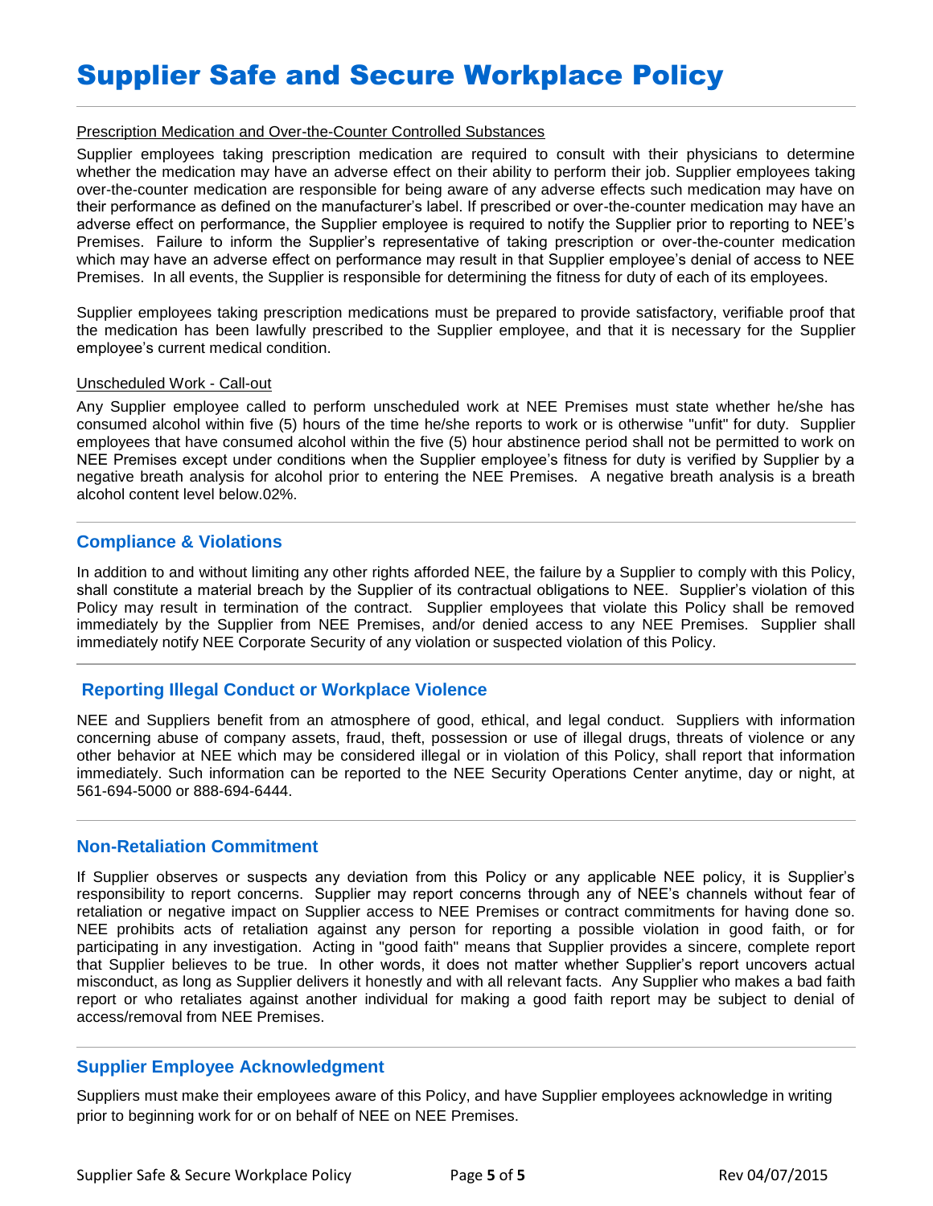# Supplier Safe and Secure Workplace Policy

<u>Prescription Medication and Over-the-Counter Controlled Substances</u>

Supplier employees taking prescription medication are required to consult with their physicians to determine whether the medication may have an adverse effect on their ability to perform their job. Supplier employees taking over-the-counter medication are responsible for being aware of any adverse effects such medication may have on their performance as defined on the manufacturer's label. If prescribed or over-the-counter medication may have an adverse effect on performance, the Supplier employee is required to notify the Supplier prior to reporting to NEE's Premises. Failure to inform the Supplier's representative of taking prescription or over-the-counter medication which may have an adverse effect on performance may result in that Supplier employee's denial of access to NEE Premises. In all events, the Supplier is responsible for determining the fitness for duty of each of its employees.

Supplier employees taking prescription medications must be prepared to provide satisfactory, verifiable proof that the medication has been lawfully prescribed to the Supplier employee, and that it is necessary for the Supplier employee's current medical condition.

<u>Unscheduled Work - Call-out</u>

Any Supplier employee called to perform unscheduled work at NEE Premises must state whether he/she has consumed alcohol within five (5) hours of the time he/she reports to work or is otherwise "unfit" for duty. Supplier employees that have consumed alcohol within the five (5) hour abstinence period shall not be permitted to work on NEE Premises except under conditions when the Supplier employee's fitness for duty is verified by Supplier by a negative breath analysis for alcohol prior to entering the NEE Premises. A negative breath analysis is a breath alcohol content level below.02%.

## Compliance & Violations

In addition to and without limiting any other rights afforded NEE, the failure by a Supplier to comply with this Policy, shall constitute a material breach by the Supplier of its contractual obligations to NEE. Supplier's violation of this Policy may result in termination of the contract. Supplier employees that violate this Policy shall be removed immediately by the Supplier from NEE Premises, and/or denied access to any NEE Premises. Supplier shall immediately notify NEE Corporate Security of any violation or suspected violation of this Policy.

## Reporting Illegal Conduct or Workplace Violence

NEE and Suppliers benefit from an atmosphere of good, ethical, and legal conduct. Suppliers with information concerning abuse of company assets, fraud, theft, possession or use of illegal drugs, threats of violence or any other behavior at NEE which may be considered illegal or in violation of this Policy, shall report that information immediately. Such information can be reported to the NEE Security Operations Center anytime, day or night, at 561-694-5000 or 888-694-6444.

## Non-Retaliation Commitment

If Supplier observes or suspects any deviation from this Policy or any applicable NEE policy, it is Supplier's responsibility to report concerns. Supplier may report concerns through any of NEE's channels without fear of retaliation or negative impact on Supplier access to NEE Premises or contract commitments for having done so. NEE prohibits acts of retaliation against any person for reporting a possible violation in good faith, or for participating in any investigation. Acting in "good faith" means that Supplier provides a sincere, complete report that Supplier believes to be true. In other words, it does not matter whether Supplier's report uncovers actual misconduct, as long as Supplier delivers it honestly and with all relevant facts. Any Supplier who makes a bad faith report or who retaliates against another individual for making a good faith report may be subject to denial of access/removal from NEE Premises.

## Supplier Employee Acknowledgment

Suppliers must make their employees aware of this Policy, and have Supplier employees acknowledge in writing prior to beginning work for or on behalf of NEE on NEE Premises.